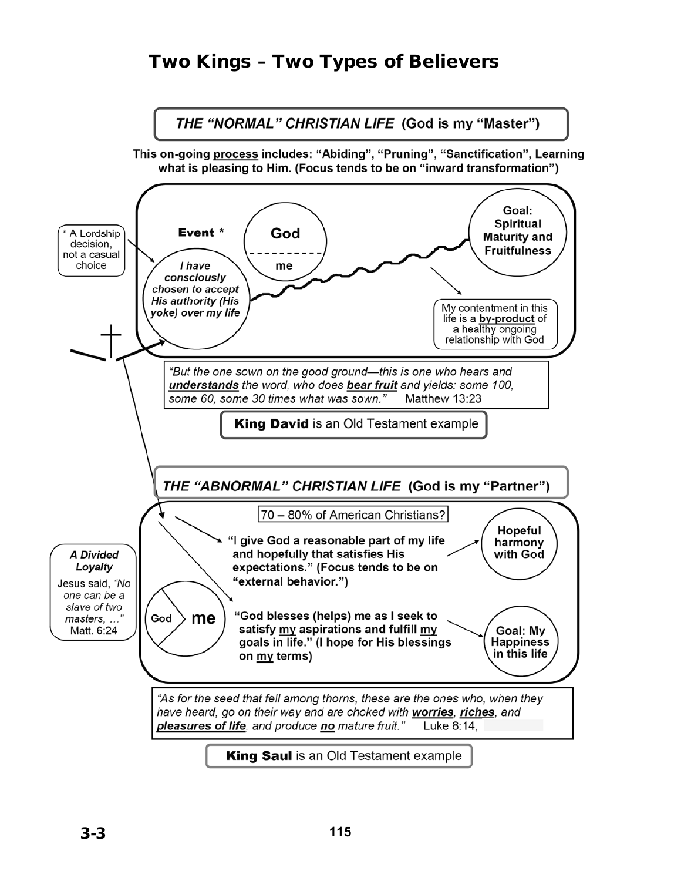# Two Kings – Two Types of Believers

## THE "NORMAL" CHRISTIAN LIFE (God is my "Master")

**This on-going process includes: "Abiding", "Pruning", "Sanctification", Learning what is pleasing to Him. (Focus tends to be on "inward transformation")**

\* A Lordship decision, not a casual choice

**Event \***

***I have consciously chosen to accept His authority (His yoke) over my life***

**God**

**me**

**Goal: Spiritual Maturity and Fruitfulness**

My contentment in this life is a **by-product** of a healthy ongoing relationship with God

*"But the one sown on the good ground—this is one who hears and **understands** the word, who does **bear fruit** and yields: some 100, some 60, some 30 times what was sown."* Matthew 13:23

**King David** is an Old Testament example

## THE "ABNORMAL" CHRISTIAN LIFE (God is my "Partner")

70 – 80% of American Christians?

***A Divided Loyalty***

Jesus said, *"No one can be a slave of two masters, …"* Matt. 6:24

**God** **me**

**"I give God a reasonable part of my life and hopefully that satisfies His expectations." (Focus tends to be on "external behavior.")**

**Hopeful harmony with God**

**"God blesses (helps) me as I seek to satisfy my aspirations and fulfill my goals in life." (I hope for His blessings on my terms)**

**Goal: My Happiness in this life**

*"As for the seed that fell among thorns, these are the ones who, when they have heard, go on their way and are choked with **worries**, **riches**, and **pleasures of life**, and produce **no** mature fruit."* Luke 8:14,

**King Saul** is an Old Testament example

**3-3**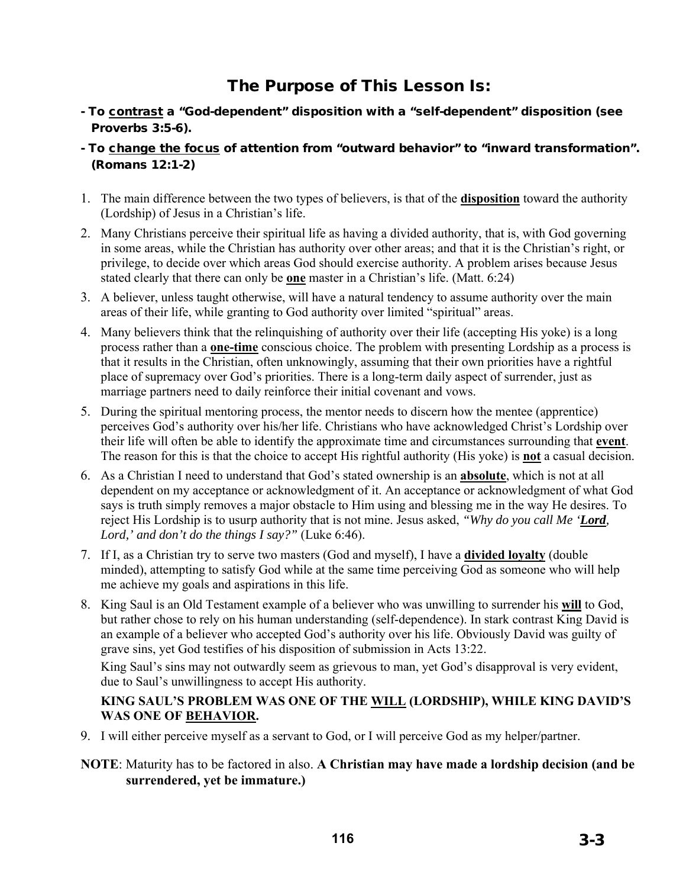## The Purpose of This Lesson Is:

**- To <u>contrast</u> a "God-dependent" disposition with a "self-dependent" disposition (see Proverbs 3:5-6).**

**- To <u>change the focus</u> of attention from "outward behavior" to "inward transformation". (Romans 12:1-2)**

1. The main difference between the two types of believers, is that of the **<u>disposition</u>** toward the authority (Lordship) of Jesus in a Christian's life.
2. Many Christians perceive their spiritual life as having a divided authority, that is, with God governing in some areas, while the Christian has authority over other areas; and that it is the Christian's right, or privilege, to decide over which areas God should exercise authority. A problem arises because Jesus stated clearly that there can only be **<u>one</u>** master in a Christian's life. (Matt. 6:24)
3. A believer, unless taught otherwise, will have a natural tendency to assume authority over the main areas of their life, while granting to God authority over limited "spiritual" areas.
4. Many believers think that the relinquishing of authority over their life (accepting His yoke) is a long process rather than a **<u>one-time</u>** conscious choice. The problem with presenting Lordship as a process is that it results in the Christian, often unknowingly, assuming that their own priorities have a rightful place of supremacy over God's priorities. There is a long-term daily aspect of surrender, just as marriage partners need to daily reinforce their initial covenant and vows.
5. During the spiritual mentoring process, the mentor needs to discern how the mentee (apprentice) perceives God's authority over his/her life. Christians who have acknowledged Christ's Lordship over their life will often be able to identify the approximate time and circumstances surrounding that **<u>event</u>**. The reason for this is that the choice to accept His rightful authority (His yoke) is **<u>not</u>** a casual decision.
6. As a Christian I need to understand that God's stated ownership is an **<u>absolute</u>**, which is not at all dependent on my acceptance or acknowledgment of it. An acceptance or acknowledgment of what God says is truth simply removes a major obstacle to Him using and blessing me in the way He desires. To reject His Lordship is to usurp authority that is not mine. Jesus asked, *"Why do you call Me '**<u>Lord</u>**, Lord,' and don't do the things I say?"* (Luke 6:46).
7. If I, as a Christian try to serve two masters (God and myself), I have a **<u>divided loyalty</u>** (double minded), attempting to satisfy God while at the same time perceiving God as someone who will help me achieve my goals and aspirations in this life.
8. King Saul is an Old Testament example of a believer who was unwilling to surrender his **<u>will</u>** to God, but rather chose to rely on his human understanding (self-dependence). In stark contrast King David is an example of a believer who accepted God's authority over his life. Obviously David was guilty of grave sins, yet God testifies of his disposition of submission in Acts 13:22.

   King Saul's sins may not outwardly seem as grievous to man, yet God's disapproval is very evident, due to Saul's unwillingness to accept His authority.

   **KING SAUL'S PROBLEM WAS ONE OF THE <u>WILL</u> (LORDSHIP), WHILE KING DAVID'S WAS ONE OF <u>BEHAVIOR</u>.**

9. I will either perceive myself as a servant to God, or I will perceive God as my helper/partner.

**NOTE**: Maturity has to be factored in also. **A Christian may have made a lordship decision (and be surrendered, yet be immature.)**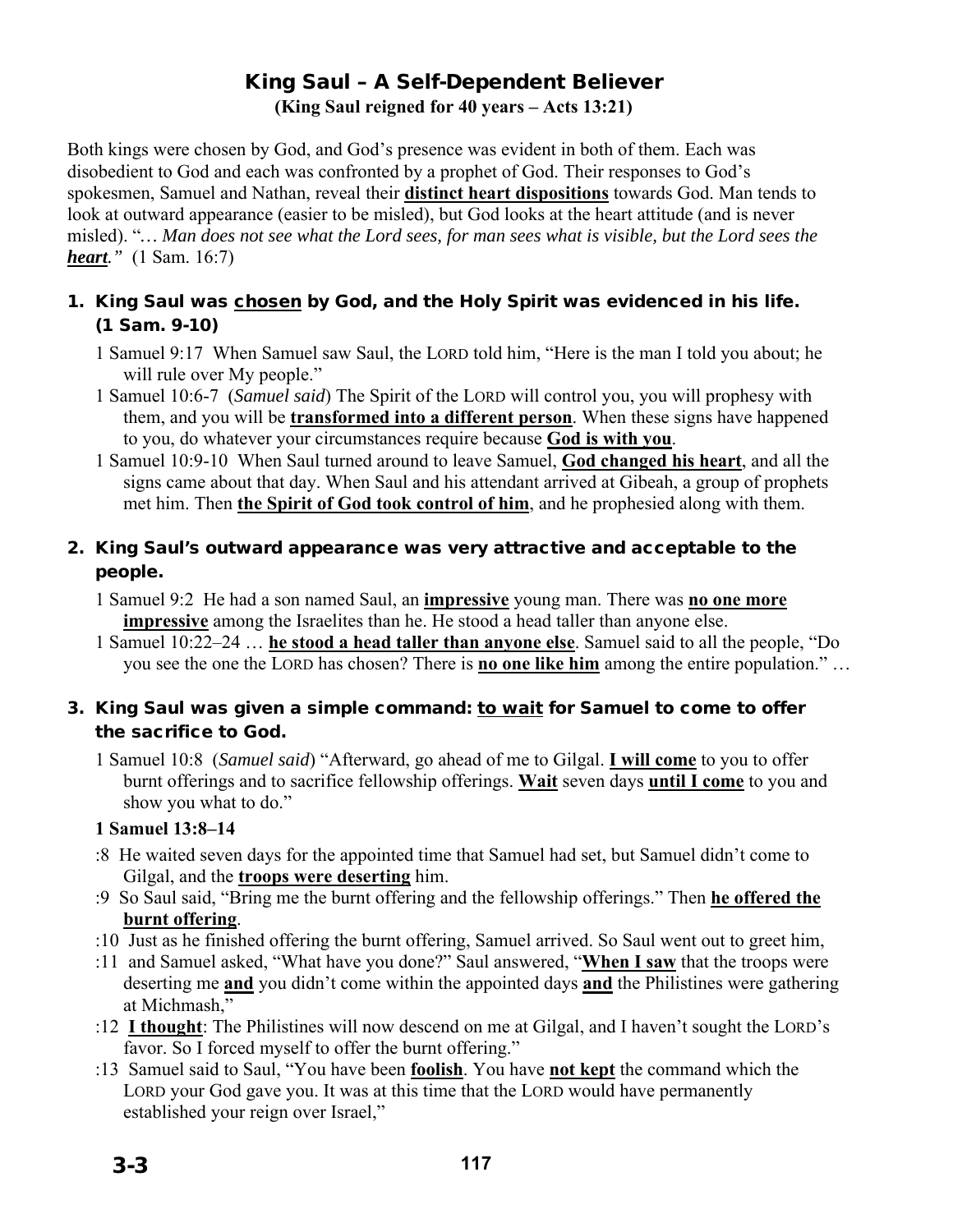# King Saul – A Self-Dependent Believer

**(King Saul reigned for 40 years – Acts 13:21)**

Both kings were chosen by God, and God's presence was evident in both of them. Each was disobedient to God and each was confronted by a prophet of God. Their responses to God's spokesmen, Samuel and Nathan, reveal their **distinct heart dispositions** towards God. Man tends to look at outward appearance (easier to be misled), but God looks at the heart attitude (and is never misled). "*… Man does not see what the Lord sees, for man sees what is visible, but the Lord sees the **heart**."* (1 Sam. 16:7)

## 1. King Saul was chosen by God, and the Holy Spirit was evidenced in his life. (1 Sam. 9-10)

1 Samuel 9:17 When Samuel saw Saul, the LORD told him, "Here is the man I told you about; he will rule over My people."

1 Samuel 10:6-7 (*Samuel said*) The Spirit of the LORD will control you, you will prophesy with them, and you will be **transformed into a different person**. When these signs have happened to you, do whatever your circumstances require because **God is with you**.

1 Samuel 10:9-10 When Saul turned around to leave Samuel, **God changed his heart**, and all the signs came about that day. When Saul and his attendant arrived at Gibeah, a group of prophets met him. Then **the Spirit of God took control of him**, and he prophesied along with them.

## 2. King Saul's outward appearance was very attractive and acceptable to the people.

1 Samuel 9:2 He had a son named Saul, an **impressive** young man. There was **no one more impressive** among the Israelites than he. He stood a head taller than anyone else.

1 Samuel 10:22–24 … **he stood a head taller than anyone else**. Samuel said to all the people, "Do you see the one the LORD has chosen? There is **no one like him** among the entire population." …

## 3. King Saul was given a simple command: to wait for Samuel to come to offer the sacrifice to God.

1 Samuel 10:8 (*Samuel said*) "Afterward, go ahead of me to Gilgal. **I will come** to you to offer burnt offerings and to sacrifice fellowship offerings. **Wait** seven days **until I come** to you and show you what to do."

**1 Samuel 13:8–14**

:8 He waited seven days for the appointed time that Samuel had set, but Samuel didn't come to Gilgal, and the **troops were deserting** him.

:9 So Saul said, "Bring me the burnt offering and the fellowship offerings." Then **he offered the burnt offering**.

:10 Just as he finished offering the burnt offering, Samuel arrived. So Saul went out to greet him,

:11 and Samuel asked, "What have you done?" Saul answered, "**When I saw** that the troops were deserting me **and** you didn't come within the appointed days **and** the Philistines were gathering at Michmash,"

:12 **I thought**: The Philistines will now descend on me at Gilgal, and I haven't sought the LORD's favor. So I forced myself to offer the burnt offering."

:13 Samuel said to Saul, "You have been **foolish**. You have **not kept** the command which the LORD your God gave you. It was at this time that the LORD would have permanently established your reign over Israel,"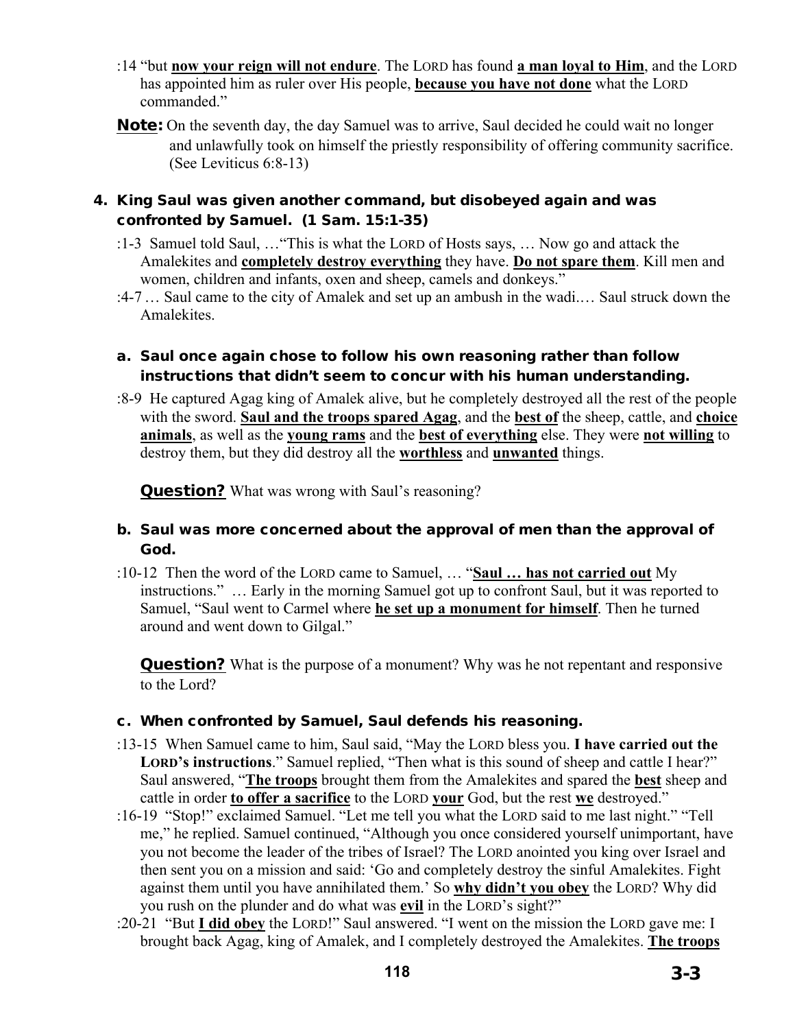:14 "but **now your reign will not endure**. The LORD has found **a man loyal to Him**, and the LORD has appointed him as ruler over His people, **because you have not done** what the LORD commanded."

**Note:** On the seventh day, the day Samuel was to arrive, Saul decided he could wait no longer and unlawfully took on himself the priestly responsibility of offering community sacrifice. (See Leviticus 6:8-13)

### 4. King Saul was given another command, but disobeyed again and was confronted by Samuel. (1 Sam. 15:1-35)

:1-3 Samuel told Saul, …"This is what the LORD of Hosts says, … Now go and attack the Amalekites and **completely destroy everything** they have. **Do not spare them**. Kill men and women, children and infants, oxen and sheep, camels and donkeys."

:4-7 … Saul came to the city of Amalek and set up an ambush in the wadi.… Saul struck down the Amalekites.

#### a. Saul once again chose to follow his own reasoning rather than follow instructions that didn't seem to concur with his human understanding.

:8-9 He captured Agag king of Amalek alive, but he completely destroyed all the rest of the people with the sword. **Saul and the troops spared Agag**, and the **best of** the sheep, cattle, and **choice animals**, as well as the **young rams** and the **best of everything** else. They were **not willing** to destroy them, but they did destroy all the **worthless** and **unwanted** things.

**Question?** What was wrong with Saul's reasoning?

#### b. Saul was more concerned about the approval of men than the approval of God.

:10-12 Then the word of the LORD came to Samuel, … "**Saul … has not carried out** My instructions." … Early in the morning Samuel got up to confront Saul, but it was reported to Samuel, "Saul went to Carmel where **he set up a monument for himself**. Then he turned around and went down to Gilgal."

**Question?** What is the purpose of a monument? Why was he not repentant and responsive to the Lord?

#### c. When confronted by Samuel, Saul defends his reasoning.

:13-15 When Samuel came to him, Saul said, "May the LORD bless you. **I have carried out the LORD's instructions**." Samuel replied, "Then what is this sound of sheep and cattle I hear?" Saul answered, "**The troops** brought them from the Amalekites and spared the **best** sheep and cattle in order **to offer a sacrifice** to the LORD **your** God, but the rest **we** destroyed."

:16-19 "Stop!" exclaimed Samuel. "Let me tell you what the LORD said to me last night." "Tell me," he replied. Samuel continued, "Although you once considered yourself unimportant, have you not become the leader of the tribes of Israel? The LORD anointed you king over Israel and then sent you on a mission and said: 'Go and completely destroy the sinful Amalekites. Fight against them until you have annihilated them.' So **why didn't you obey** the LORD? Why did you rush on the plunder and do what was **evil** in the LORD's sight?"

:20-21 "But **I did obey** the LORD!" Saul answered. "I went on the mission the LORD gave me: I brought back Agag, king of Amalek, and I completely destroyed the Amalekites. **The troops**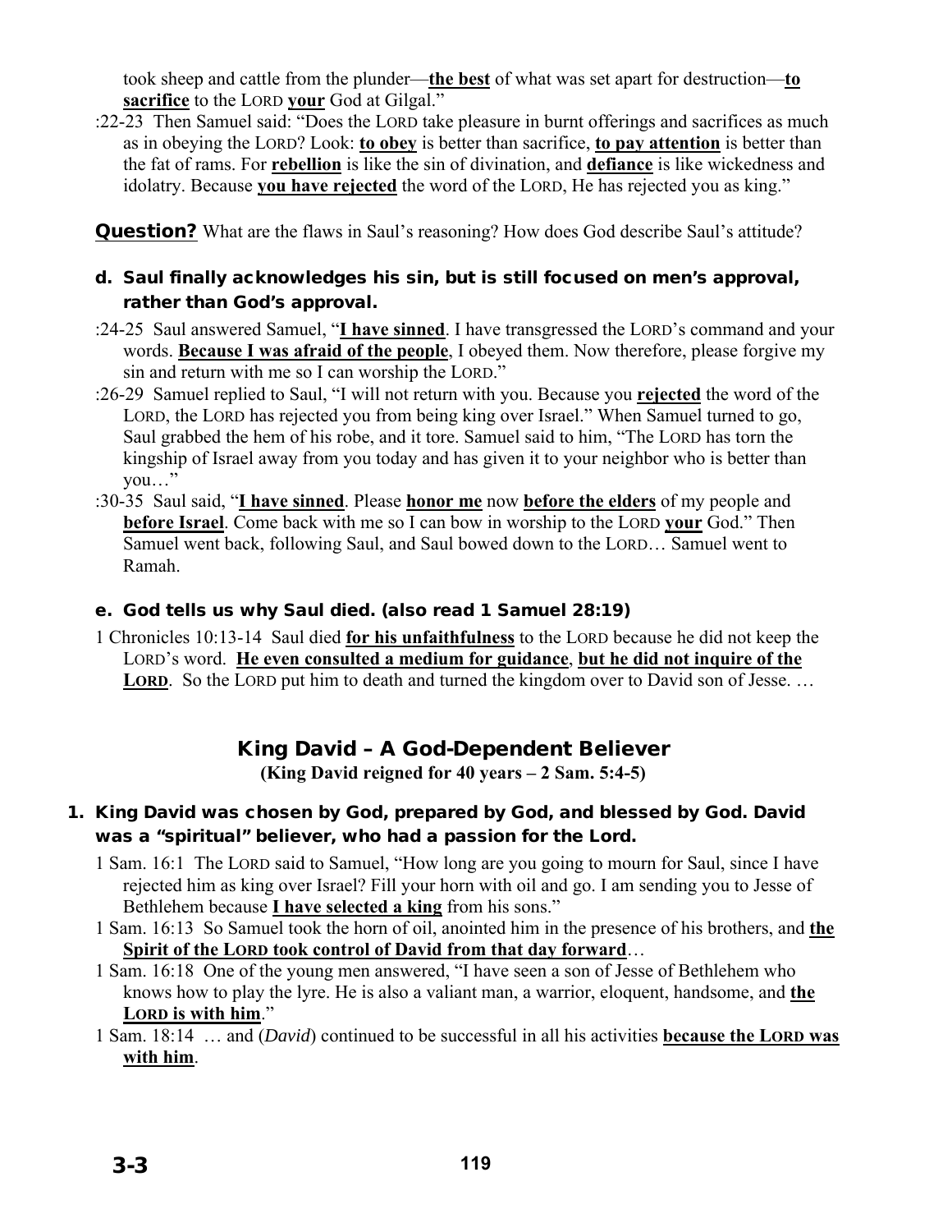took sheep and cattle from the plunder—**the best** of what was set apart for destruction—**to sacrifice** to the LORD **your** God at Gilgal."

:22-23 Then Samuel said: "Does the LORD take pleasure in burnt offerings and sacrifices as much as in obeying the LORD? Look: **to obey** is better than sacrifice, **to pay attention** is better than the fat of rams. For **rebellion** is like the sin of divination, and **defiance** is like wickedness and idolatry. Because **you have rejected** the word of the LORD, He has rejected you as king."

**Question?** What are the flaws in Saul's reasoning? How does God describe Saul's attitude?

### d. Saul finally acknowledges his sin, but is still focused on men's approval, rather than God's approval.

:24-25 Saul answered Samuel, "**I have sinned**. I have transgressed the LORD's command and your words. **Because I was afraid of the people**, I obeyed them. Now therefore, please forgive my sin and return with me so I can worship the LORD."

:26-29 Samuel replied to Saul, "I will not return with you. Because you **rejected** the word of the LORD, the LORD has rejected you from being king over Israel." When Samuel turned to go, Saul grabbed the hem of his robe, and it tore. Samuel said to him, "The LORD has torn the kingship of Israel away from you today and has given it to your neighbor who is better than you…"

:30-35 Saul said, "**I have sinned**. Please **honor me** now **before the elders** of my people and **before Israel**. Come back with me so I can bow in worship to the LORD **your** God." Then Samuel went back, following Saul, and Saul bowed down to the LORD… Samuel went to Ramah.

### e. God tells us why Saul died. (also read 1 Samuel 28:19)

1 Chronicles 10:13-14 Saul died **for his unfaithfulness** to the LORD because he did not keep the LORD's word. **He even consulted a medium for guidance**, **but he did not inquire of the LORD**. So the LORD put him to death and turned the kingdom over to David son of Jesse. …

## King David – A God-Dependent Believer

**(King David reigned for 40 years – 2 Sam. 5:4-5)**

### 1. King David was chosen by God, prepared by God, and blessed by God. David was a "spiritual" believer, who had a passion for the Lord.

1 Sam. 16:1 The LORD said to Samuel, "How long are you going to mourn for Saul, since I have rejected him as king over Israel? Fill your horn with oil and go. I am sending you to Jesse of Bethlehem because **I have selected a king** from his sons."

1 Sam. 16:13 So Samuel took the horn of oil, anointed him in the presence of his brothers, and **the Spirit of the LORD took control of David from that day forward**…

1 Sam. 16:18 One of the young men answered, "I have seen a son of Jesse of Bethlehem who knows how to play the lyre. He is also a valiant man, a warrior, eloquent, handsome, and **the LORD is with him**."

1 Sam. 18:14 … and (*David*) continued to be successful in all his activities **because the LORD was with him**.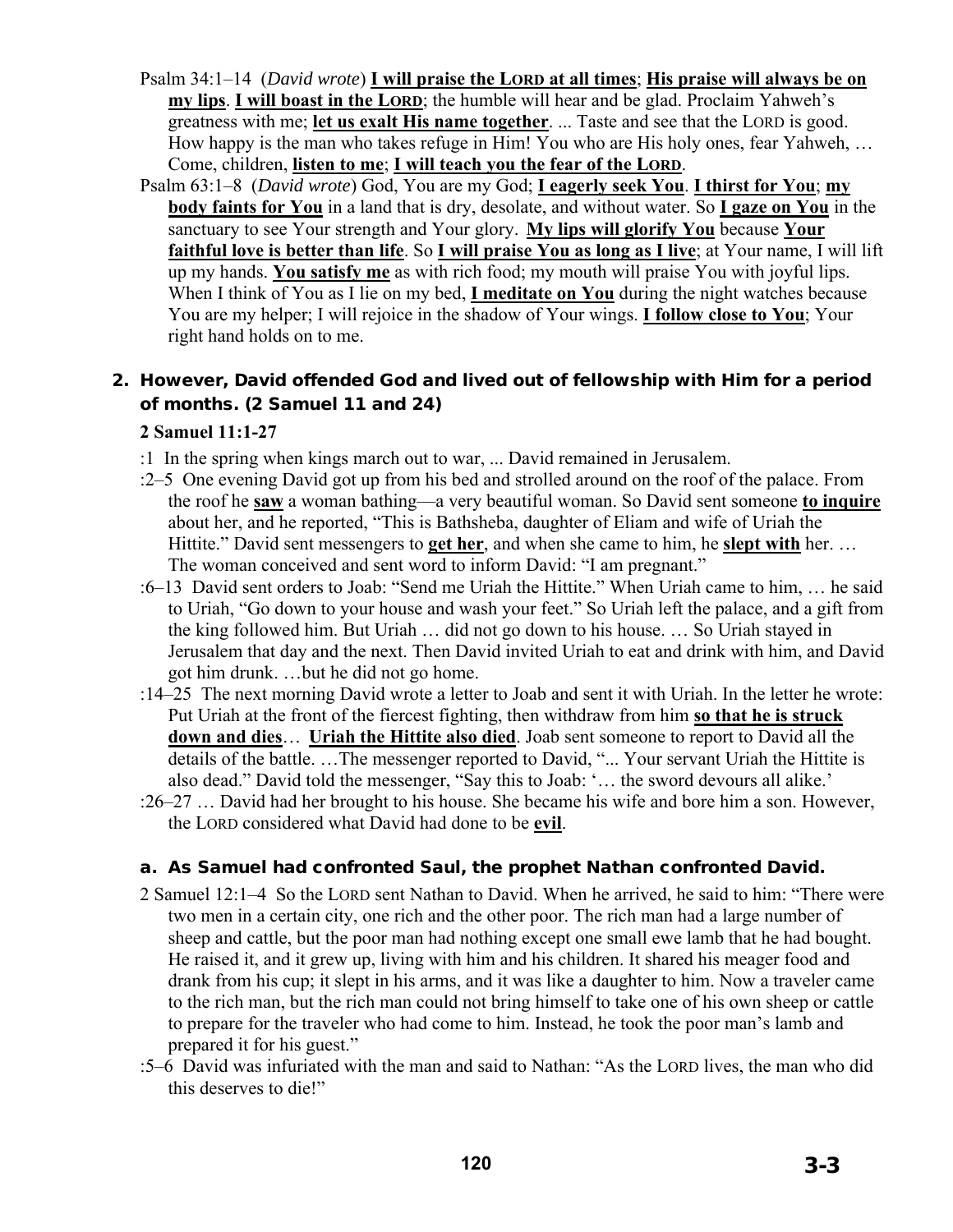Psalm 34:1–14 (*David wrote*) **I will praise the LORD at all times**; **His praise will always be on my lips**. **I will boast in the LORD**; the humble will hear and be glad. Proclaim Yahweh's greatness with me; **let us exalt His name together**. ... Taste and see that the LORD is good. How happy is the man who takes refuge in Him! You who are His holy ones, fear Yahweh, … Come, children, **listen to me**; **I will teach you the fear of the LORD**.

Psalm 63:1–8 (*David wrote*) God, You are my God; **I eagerly seek You**. **I thirst for You**; **my body faints for You** in a land that is dry, desolate, and without water. So **I gaze on You** in the sanctuary to see Your strength and Your glory. **My lips will glorify You** because **Your faithful love is better than life**. So **I will praise You as long as I live**; at Your name, I will lift up my hands. **You satisfy me** as with rich food; my mouth will praise You with joyful lips. When I think of You as I lie on my bed, **I meditate on You** during the night watches because You are my helper; I will rejoice in the shadow of Your wings. **I follow close to You**; Your right hand holds on to me.

## 2. However, David offended God and lived out of fellowship with Him for a period of months. (2 Samuel 11 and 24)

**2 Samuel 11:1-27**

:1 In the spring when kings march out to war, ... David remained in Jerusalem.

:2–5 One evening David got up from his bed and strolled around on the roof of the palace. From the roof he **saw** a woman bathing—a very beautiful woman. So David sent someone **to inquire** about her, and he reported, "This is Bathsheba, daughter of Eliam and wife of Uriah the Hittite." David sent messengers to **get her**, and when she came to him, he **slept with** her. … The woman conceived and sent word to inform David: "I am pregnant."

:6–13 David sent orders to Joab: "Send me Uriah the Hittite." When Uriah came to him, … he said to Uriah, "Go down to your house and wash your feet." So Uriah left the palace, and a gift from the king followed him. But Uriah … did not go down to his house. … So Uriah stayed in Jerusalem that day and the next. Then David invited Uriah to eat and drink with him, and David got him drunk. …but he did not go home.

:14–25 The next morning David wrote a letter to Joab and sent it with Uriah. In the letter he wrote: Put Uriah at the front of the fiercest fighting, then withdraw from him **so that he is struck down and dies**… **Uriah the Hittite also died**. Joab sent someone to report to David all the details of the battle. …The messenger reported to David, "... Your servant Uriah the Hittite is also dead." David told the messenger, "Say this to Joab: '… the sword devours all alike.'

:26–27 … David had her brought to his house. She became his wife and bore him a son. However, the LORD considered what David had done to be **evil**.

### a. As Samuel had confronted Saul, the prophet Nathan confronted David.

2 Samuel 12:1–4 So the LORD sent Nathan to David. When he arrived, he said to him: "There were two men in a certain city, one rich and the other poor. The rich man had a large number of sheep and cattle, but the poor man had nothing except one small ewe lamb that he had bought. He raised it, and it grew up, living with him and his children. It shared his meager food and drank from his cup; it slept in his arms, and it was like a daughter to him. Now a traveler came to the rich man, but the rich man could not bring himself to take one of his own sheep or cattle to prepare for the traveler who had come to him. Instead, he took the poor man's lamb and prepared it for his guest."

:5–6 David was infuriated with the man and said to Nathan: "As the LORD lives, the man who did this deserves to die!"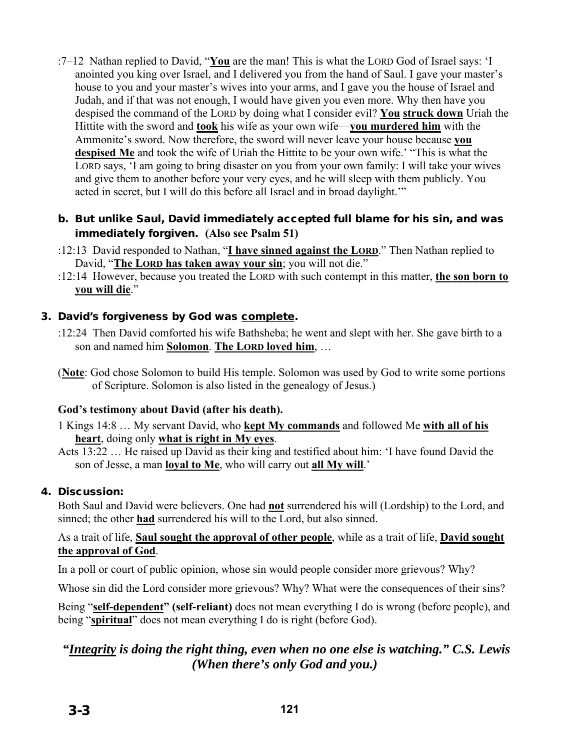:7–12 Nathan replied to David, "**You** are the man! This is what the LORD God of Israel says: 'I anointed you king over Israel, and I delivered you from the hand of Saul. I gave your master's house to you and your master's wives into your arms, and I gave you the house of Israel and Judah, and if that was not enough, I would have given you even more. Why then have you despised the command of the LORD by doing what I consider evil? **You struck down** Uriah the Hittite with the sword and **took** his wife as your own wife—**you murdered him** with the Ammonite's sword. Now therefore, the sword will never leave your house because **you despised Me** and took the wife of Uriah the Hittite to be your own wife.' "This is what the LORD says, 'I am going to bring disaster on you from your own family: I will take your wives and give them to another before your very eyes, and he will sleep with them publicly. You acted in secret, but I will do this before all Israel and in broad daylight.'"

**b. But unlike Saul, David immediately accepted full blame for his sin, and was immediately forgiven. (Also see Psalm 51)**

:12:13 David responded to Nathan, "**I have sinned against the LORD**." Then Nathan replied to David, "**The LORD has taken away your sin**; you will not die."

:12:14 However, because you treated the LORD with such contempt in this matter, **the son born to you will die**."

**3. David's forgiveness by God was complete.**

:12:24 Then David comforted his wife Bathsheba; he went and slept with her. She gave birth to a son and named him **Solomon**. **The LORD loved him**, …

(**Note**: God chose Solomon to build His temple. Solomon was used by God to write some portions of Scripture. Solomon is also listed in the genealogy of Jesus.)

**God's testimony about David (after his death).**

1 Kings 14:8 … My servant David, who **kept My commands** and followed Me **with all of his heart**, doing only **what is right in My eyes**.

Acts 13:22 … He raised up David as their king and testified about him: 'I have found David the son of Jesse, a man **loyal to Me**, who will carry out **all My will**.'

**4. Discussion:**

Both Saul and David were believers. One had **not** surrendered his will (Lordship) to the Lord, and sinned; the other **had** surrendered his will to the Lord, but also sinned.

As a trait of life, **Saul sought the approval of other people**, while as a trait of life, **David sought the approval of God**.

In a poll or court of public opinion, whose sin would people consider more grievous? Why?

Whose sin did the Lord consider more grievous? Why? What were the consequences of their sins?

Being "**self-dependent" (self-reliant)** does not mean everything I do is wrong (before people), and being "**spiritual**" does not mean everything I do is right (before God).

***"Integrity is doing the right thing, even when no one else is watching." C.S. Lewis (When there's only God and you.)***

3-3